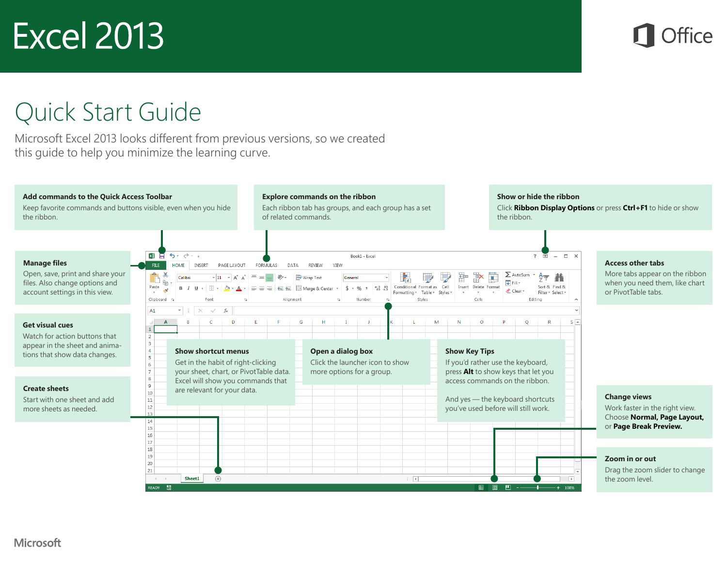# Excel 2013

Office

## Quick Start Guide

Microsoft Excel 2013 looks different from previous versions, so we created this guide to help you minimize the learning curve.

**Add commands to the Quick Access Toolbar**
Keep favorite commands and buttons visible, even when you hide the ribbon.

**Explore commands on the ribbon**
Each ribbon tab has groups, and each group has a set of related commands.

**Show or hide the ribbon**
Click **Ribbon Display Options** or press **Ctrl+F1** to hide or show the ribbon.

**Manage files**
Open, save, print and share your files. Also change options and account settings in this view.

**Access other tabs**
More tabs appear on the ribbon when you need them, like chart or PivotTable tabs.

**Get visual cues**
Watch for action buttons that appear in the sheet and animations that show data changes.

**Show shortcut menus**
Get in the habit of right-clicking your sheet, chart, or PivotTable data. Excel will show you commands that are relevant for your data.

**Open a dialog box**
Click the launcher icon to show more options for a group.

**Show Key Tips**
If you'd rather use the keyboard, press **Alt** to show keys that let you access commands on the ribbon.

And yes — the keyboard shortcuts you've used before will still work.

**Create sheets**
Start with one sheet and add more sheets as needed.

**Change views**
Work faster in the right view. Choose **Normal, Page Layout,** or **Page Break Preview.**

**Zoom in or out**
Drag the zoom slider to change the zoom level.

Microsoft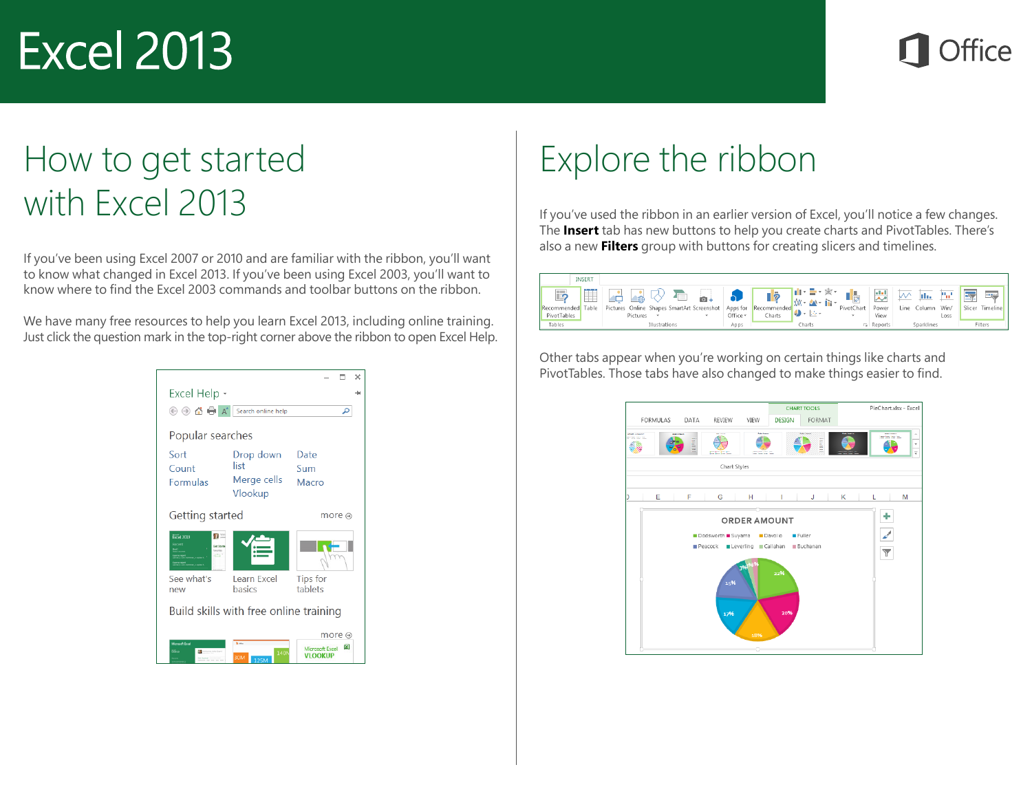# Excel 2013

## How to get started with Excel 2013

If you've been using Excel 2007 or 2010 and are familiar with the ribbon, you'll want to know what changed in Excel 2013. If you've been using Excel 2003, you'll want to know where to find the Excel 2003 commands and toolbar buttons on the ribbon.

We have many free resources to help you learn Excel 2013, including online training. Just click the question mark in the top-right corner above the ribbon to open Excel Help.

## Explore the ribbon

If you've used the ribbon in an earlier version of Excel, you'll notice a few changes. The **Insert** tab has new buttons to help you create charts and PivotTables. There's also a new **Filters** group with buttons for creating slicers and timelines.

Other tabs appear when you're working on certain things like charts and PivotTables. Those tabs have also changed to make things easier to find.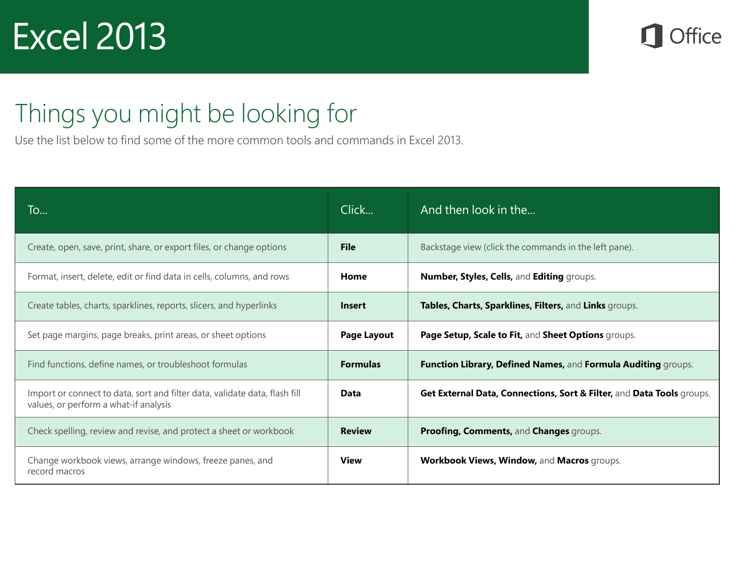# Excel 2013

Office

## Things you might be looking for

Use the list below to find some of the more common tools and commands in Excel 2013.

| To... | Click... | And then look in the... |
| --- | --- | --- |
| Create, open, save, print, share, or export files, or change options | **File** | Backstage view (click the commands in the left pane). |
| Format, insert, delete, edit or find data in cells, columns, and rows | **Home** | **Number, Styles, Cells,** and **Editing** groups. |
| Create tables, charts, sparklines, reports, slicers, and hyperlinks | **Insert** | **Tables, Charts, Sparklines, Filters,** and **Links** groups. |
| Set page margins, page breaks, print areas, or sheet options | **Page Layout** | **Page Setup, Scale to Fit,** and **Sheet Options** groups. |
| Find functions, define names, or troubleshoot formulas | **Formulas** | **Function Library, Defined Names,** and **Formula Auditing** groups. |
| Import or connect to data, sort and filter data, validate data, flash fill values, or perform a what-if analysis | **Data** | **Get External Data, Connections, Sort & Filter,** and **Data Tools** groups. |
| Check spelling, review and revise, and protect a sheet or workbook | **Review** | **Proofing, Comments,** and **Changes** groups. |
| Change workbook views, arrange windows, freeze panes, and record macros | **View** | **Workbook Views, Window,** and **Macros** groups. |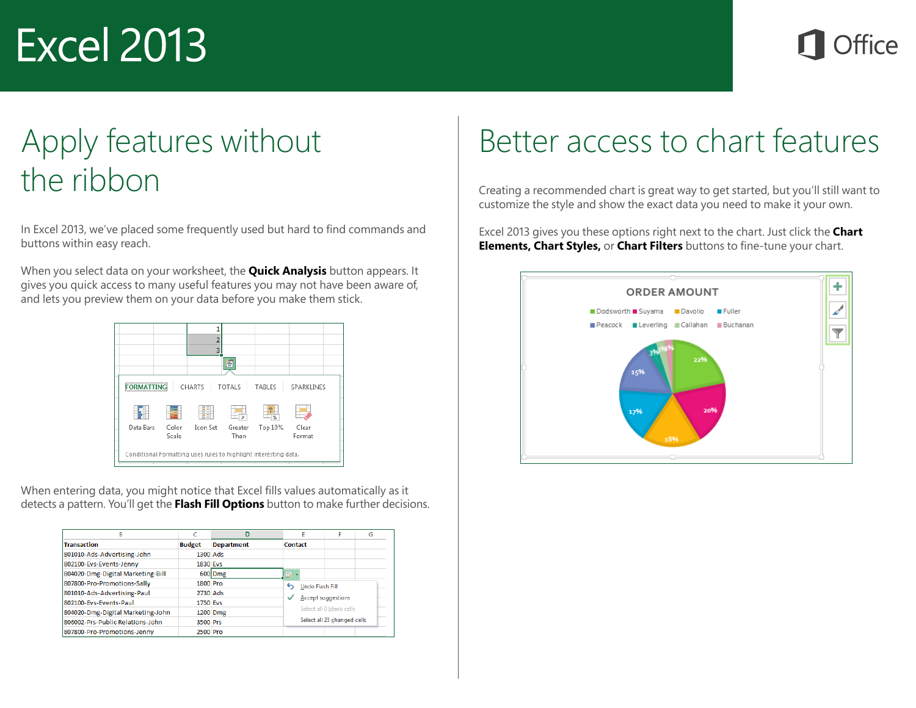# Excel 2013

## Apply features without the ribbon

In Excel 2013, we've placed some frequently used but hard to find commands and buttons within easy reach.

When you select data on your worksheet, the **Quick Analysis** button appears. It gives you quick access to many useful features you may not have been aware of, and lets you preview them on your data before you make them stick.

When entering data, you might notice that Excel fills values automatically as it detects a pattern. You'll get the **Flash Fill Options** button to make further decisions.

## Better access to chart features

Creating a recommended chart is great way to get started, but you'll still want to customize the style and show the exact data you need to make it your own.

Excel 2013 gives you these options right next to the chart. Just click the **Chart Elements, Chart Styles,** or **Chart Filters** buttons to fine-tune your chart.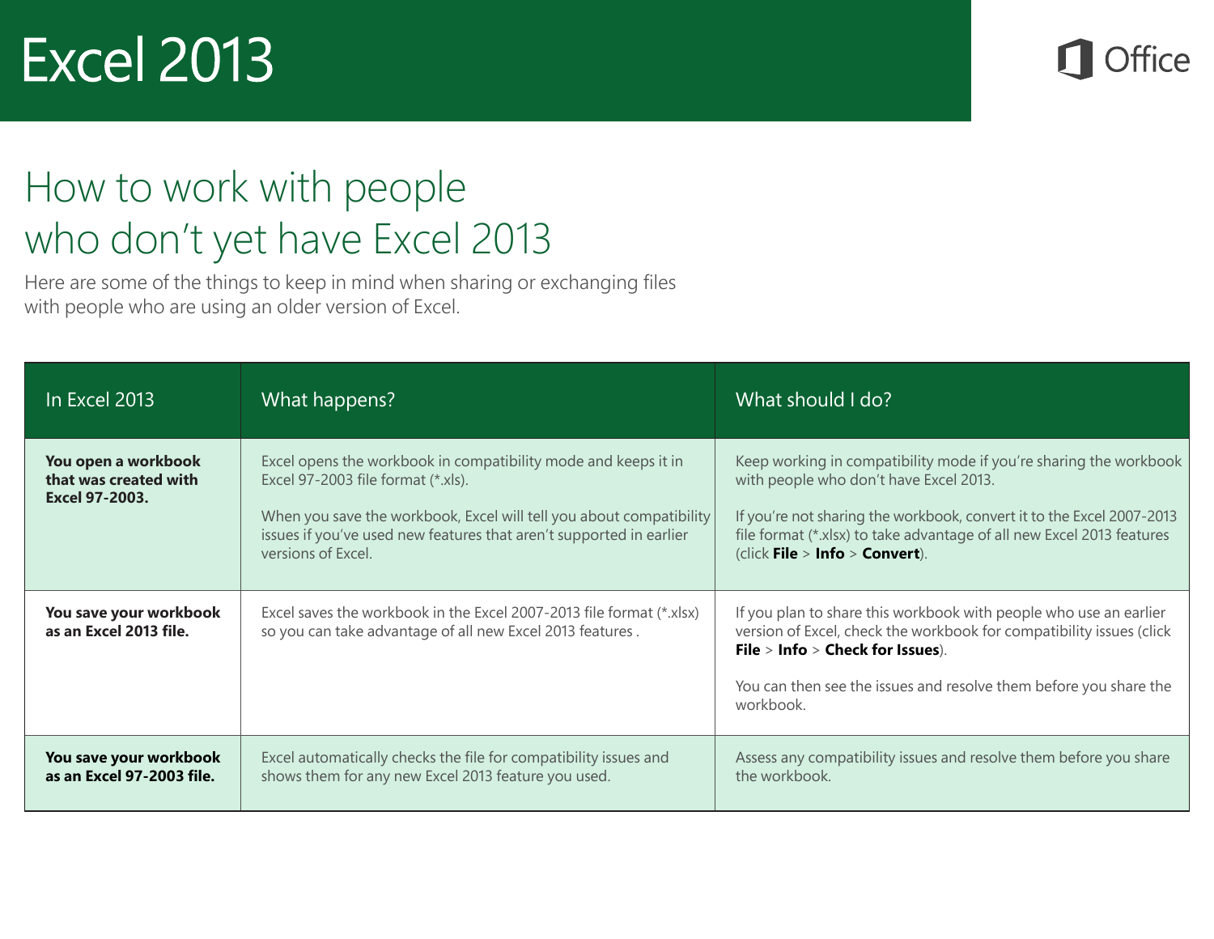# Excel 2013

## How to work with people who don't yet have Excel 2013

Here are some of the things to keep in mind when sharing or exchanging files with people who are using an older version of Excel.

| In Excel 2013 | What happens? | What should I do? |
|---|---|---|
| **You open a workbook that was created with Excel 97-2003.** | Excel opens the workbook in compatibility mode and keeps it in Excel 97-2003 file format (*.xls).<br><br>When you save the workbook, Excel will tell you about compatibility issues if you've used new features that aren't supported in earlier versions of Excel. | Keep working in compatibility mode if you're sharing the workbook with people who don't have Excel 2013.<br><br>If you're not sharing the workbook, convert it to the Excel 2007-2013 file format (*.xlsx) to take advantage of all new Excel 2013 features (click **File** > **Info** > **Convert**). |
| **You save your workbook as an Excel 2013 file.** | Excel saves the workbook in the Excel 2007-2013 file format (*.xlsx) so you can take advantage of all new Excel 2013 features . | If you plan to share this workbook with people who use an earlier version of Excel, check the workbook for compatibility issues (click **File** > **Info** > **Check for Issues**).<br><br>You can then see the issues and resolve them before you share the workbook. |
| **You save your workbook as an Excel 97-2003 file.** | Excel automatically checks the file for compatibility issues and shows them for any new Excel 2013 feature you used. | Assess any compatibility issues and resolve them before you share the workbook. |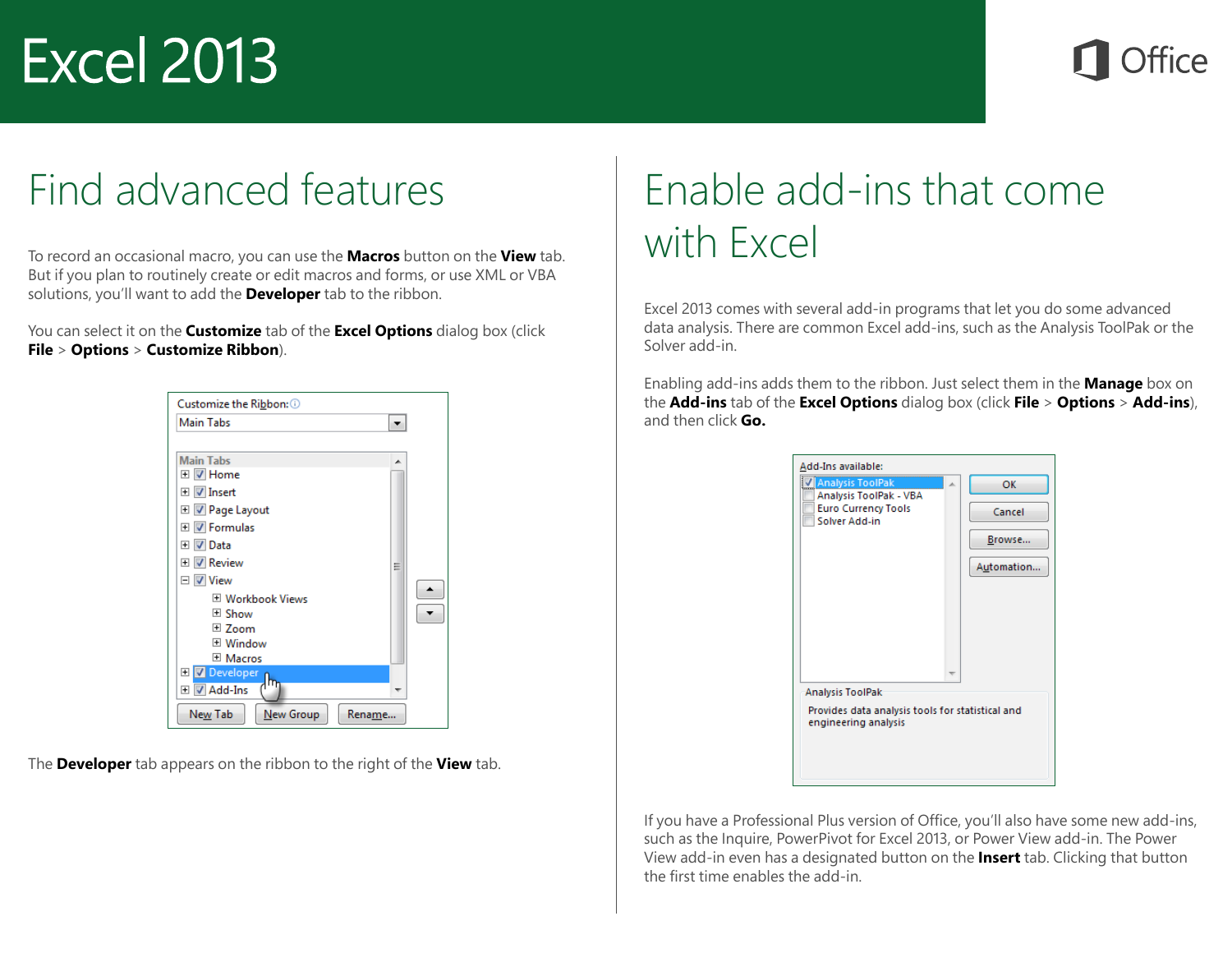# Find advanced features

To record an occasional macro, you can use the **Macros** button on the **View** tab. But if you plan to routinely create or edit macros and forms, or use XML or VBA solutions, you'll want to add the **Developer** tab to the ribbon.

You can select it on the **Customize** tab of the **Excel Options** dialog box (click **File** > **Options** > **Customize Ribbon**).

The **Developer** tab appears on the ribbon to the right of the **View** tab.

# Enable add-ins that come with Excel

Excel 2013 comes with several add-in programs that let you do some advanced data analysis. There are common Excel add-ins, such as the Analysis ToolPak or the Solver add-in.

Enabling add-ins adds them to the ribbon. Just select them in the **Manage** box on the **Add-ins** tab of the **Excel Options** dialog box (click **File** > **Options** > **Add-ins**), and then click **Go.**

If you have a Professional Plus version of Office, you'll also have some new add-ins, such as the Inquire, PowerPivot for Excel 2013, or Power View add-in. The Power View add-in even has a designated button on the **Insert** tab. Clicking that button the first time enables the add-in.